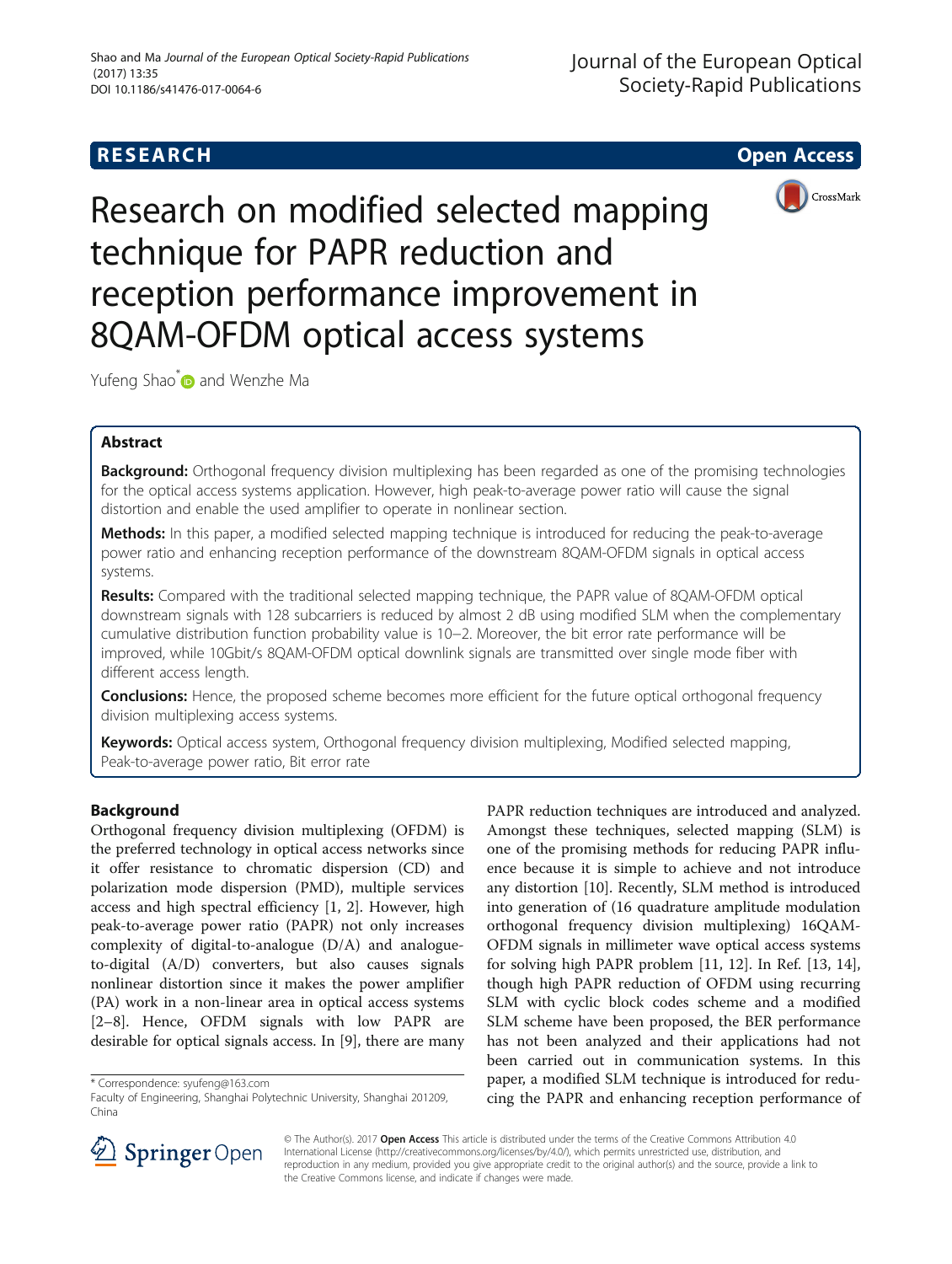RESEARCH Open Access

# Research on modified selected mapping technique for PAPR reduction and reception performance improvement in 8QAM-OFDM optical access systems

Yufeng Shao* and Wenzhe Ma

## Abstract

**Background:** Orthogonal frequency division multiplexing has been regarded as one of the promising technologies for the optical access systems application. However, high peak-to-average power ratio will cause the signal distortion and enable the used amplifier to operate in nonlinear section.

**Methods:** In this paper, a modified selected mapping technique is introduced for reducing the peak-to-average power ratio and enhancing reception performance of the downstream 8QAM-OFDM signals in optical access systems.

**Results:** Compared with the traditional selected mapping technique, the PAPR value of 8QAM-OFDM optical downstream signals with 128 subcarriers is reduced by almost 2 dB using modified SLM when the complementary cumulative distribution function probability value is 10−2. Moreover, the bit error rate performance will be improved, while 10Gbit/s 8QAM-OFDM optical downlink signals are transmitted over single mode fiber with different access length.

**Conclusions:** Hence, the proposed scheme becomes more efficient for the future optical orthogonal frequency division multiplexing access systems.

**Keywords:** Optical access system, Orthogonal frequency division multiplexing, Modified selected mapping, Peak-to-average power ratio, Bit error rate

## Background

Orthogonal frequency division multiplexing (OFDM) is the preferred technology in optical access networks since it offer resistance to chromatic dispersion (CD) and polarization mode dispersion (PMD), multiple services access and high spectral efficiency [1, 2]. However, high peak-to-average power ratio (PAPR) not only increases complexity of digital-to-analogue (D/A) and analogue-to-digital (A/D) converters, but also causes signals nonlinear distortion since it makes the power amplifier (PA) work in a non-linear area in optical access systems [2–8]. Hence, OFDM signals with low PAPR are desirable for optical signals access. In [9], there are many PAPR reduction techniques are introduced and analyzed. Amongst these techniques, selected mapping (SLM) is one of the promising methods for reducing PAPR influence because it is simple to achieve and not introduce any distortion [10]. Recently, SLM method is introduced into generation of (16 quadrature amplitude modulation orthogonal frequency division multiplexing) 16QAM-OFDM signals in millimeter wave optical access systems for solving high PAPR problem [11, 12]. In Ref. [13, 14], though high PAPR reduction of OFDM using recurring SLM with cyclic block codes scheme and a modified SLM scheme have been proposed, the BER performance has not been analyzed and their applications had not been carried out in communication systems. In this paper, a modified SLM technique is introduced for reducing the PAPR and enhancing reception performance of

\* Correspondence: syufeng@163.com
Faculty of Engineering, Shanghai Polytechnic University, Shanghai 201209, China

© The Author(s). 2017 **Open Access** This article is distributed under the terms of the Creative Commons Attribution 4.0 International License (http://creativecommons.org/licenses/by/4.0/), which permits unrestricted use, distribution, and reproduction in any medium, provided you give appropriate credit to the original author(s) and the source, provide a link to the Creative Commons license, and indicate if changes were made.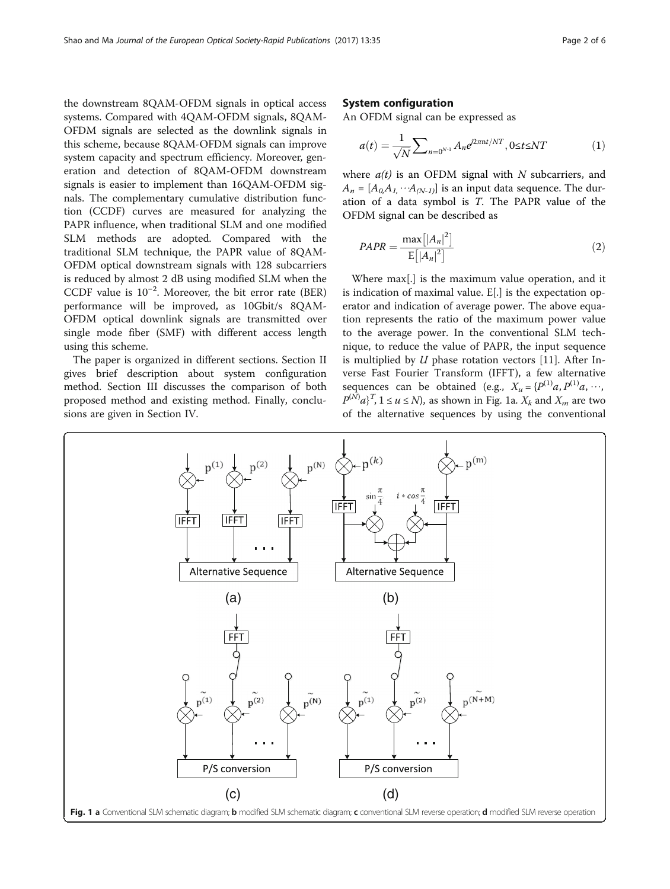the downstream 8QAM-OFDM signals in optical access systems. Compared with 4QAM-OFDM signals, 8QAM-OFDM signals are selected as the downlink signals in this scheme, because 8QAM-OFDM signals can improve system capacity and spectrum efficiency. Moreover, generation and detection of 8QAM-OFDM downstream signals is easier to implement than 16QAM-OFDM signals. The complementary cumulative distribution function (CCDF) curves are measured for analyzing the PAPR influence, when traditional SLM and one modified SLM methods are adopted. Compared with the traditional SLM technique, the PAPR value of 8QAM-OFDM optical downstream signals with 128 subcarriers is reduced by almost 2 dB using modified SLM when the CCDF value is $10^{-2}$. Moreover, the bit error rate (BER) performance will be improved, as 10Gbit/s 8QAM-OFDM optical downlink signals are transmitted over single mode fiber (SMF) with different access length using this scheme.

The paper is organized in different sections. Section II gives brief description about system configuration method. Section III discusses the comparison of both proposed method and existing method. Finally, conclusions are given in Section IV.

## System configuration

An OFDM signal can be expressed as

$$a(t) = \frac{1}{\sqrt{N}} \sum_{n=0^{N-1}} A_n e^{j2\pi nt/NT}, 0 \le t \le NT \quad (1)$$

where $a(t)$ is an OFDM signal with $N$ subcarriers, and $A_n = [A_0, A_1, \cdots A_{(N-1)}]$ is an input data sequence. The duration of a data symbol is $T$. The PAPR value of the OFDM signal can be described as

$$PAPR = \frac{\max\left[|A_n|^2\right]}{\mathrm{E}\left[|A_n|^2\right]} \quad (2)$$

Where max[.] is the maximum value operation, and it is indication of maximal value. E[.] is the expectation operator and indication of average power. The above equation represents the ratio of the maximum power value to the average power. In the conventional SLM technique, to reduce the value of PAPR, the input sequence is multiplied by $U$ phase rotation vectors [11]. After Inverse Fast Fourier Transform (IFFT), a few alternative sequences can be obtained (e.g., $X_u = \{P^{(1)}a, P^{(1)}a, \cdots, P^{(N)}a\}^T, 1 \le u \le N$), as shown in Fig. 1a. $X_k$ and $X_m$ are two of the alternative sequences by using the conventional

Fig. 1 **a** Conventional SLM schematic diagram; **b** modified SLM schematic diagram; **c** conventional SLM reverse operation; **d** modified SLM reverse operation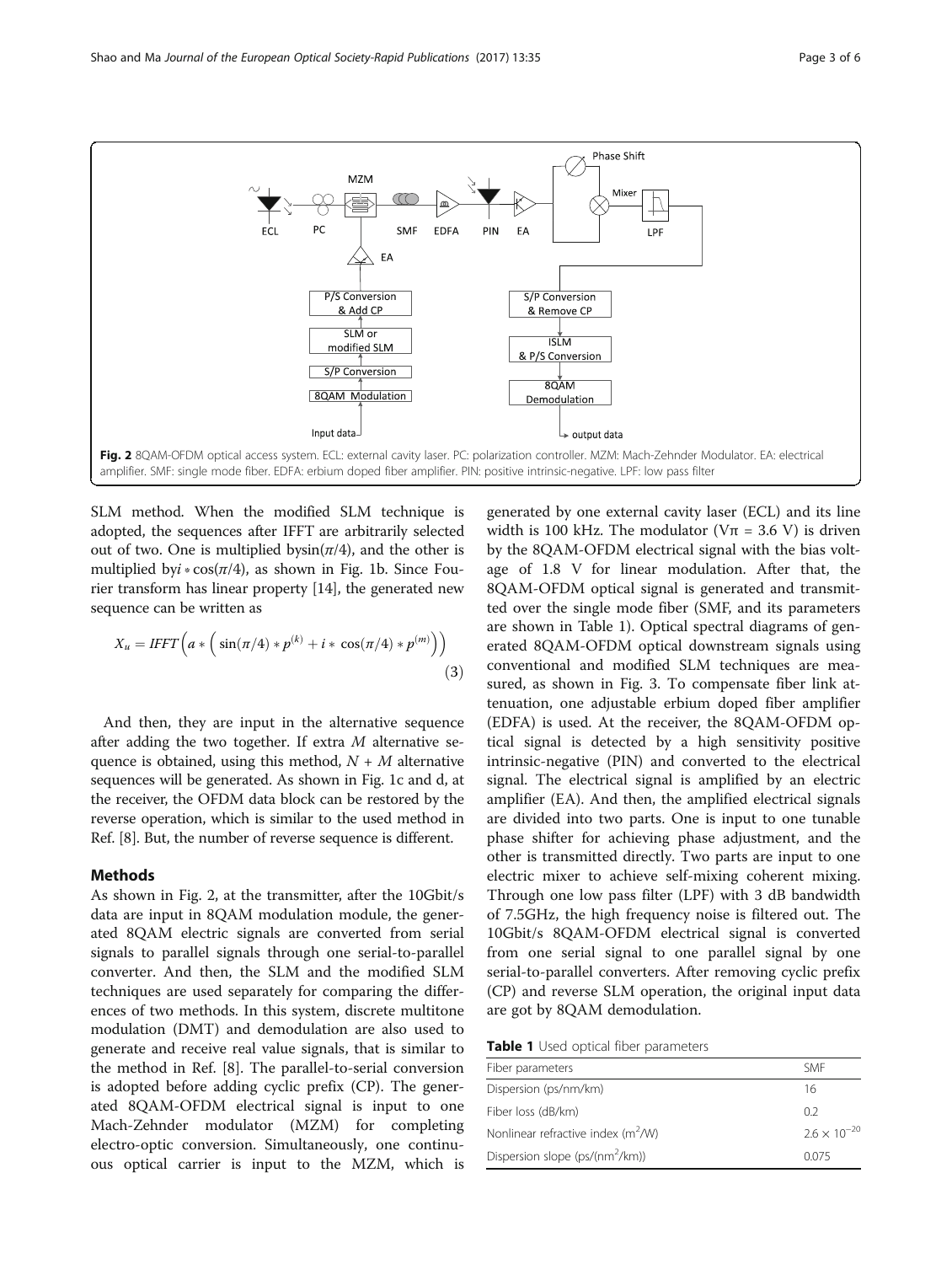Fig. 2 8QAM-OFDM optical access system. ECL: external cavity laser. PC: polarization controller. MZM: Mach-Zehnder Modulator. EA: electrical amplifier. SMF: single mode fiber. EDFA: erbium doped fiber amplifier. PIN: positive intrinsic-negative. LPF: low pass filter

SLM method. When the modified SLM technique is adopted, the sequences after IFFT are arbitrarily selected out of two. One is multiplied by $\sin(\pi/4)$, and the other is multiplied by $i*\cos(\pi/4)$, as shown in Fig. 1b. Since Fourier transform has linear property [14], the generated new sequence can be written as

$$X_u = IFFT\left(a*\left(\sin(\pi/4)*p^{(k)} + i*\cos(\pi/4)*p^{(m)}\right)\right) \tag{3}$$

And then, they are input in the alternative sequence after adding the two together. If extra $M$ alternative sequence is obtained, using this method, $N + M$ alternative sequences will be generated. As shown in Fig. 1c and d, at the receiver, the OFDM data block can be restored by the reverse operation, which is similar to the used method in Ref. [8]. But, the number of reverse sequence is different.

## Methods

As shown in Fig. 2, at the transmitter, after the 10Gbit/s data are input in 8QAM modulation module, the generated 8QAM electric signals are converted from serial signals to parallel signals through one serial-to-parallel converter. And then, the SLM and the modified SLM techniques are used separately for comparing the differences of two methods. In this system, discrete multitone modulation (DMT) and demodulation are also used to generate and receive real value signals, that is similar to the method in Ref. [8]. The parallel-to-serial conversion is adopted before adding cyclic prefix (CP). The generated 8QAM-OFDM electrical signal is input to one Mach-Zehnder modulator (MZM) for completing electro-optic conversion. Simultaneously, one continuous optical carrier is input to the MZM, which is generated by one external cavity laser (ECL) and its line width is 100 kHz. The modulator ($V\pi$ = 3.6 V) is driven by the 8QAM-OFDM electrical signal with the bias voltage of 1.8 V for linear modulation. After that, the 8QAM-OFDM optical signal is generated and transmitted over the single mode fiber (SMF, and its parameters are shown in Table 1). Optical spectral diagrams of generated 8QAM-OFDM optical downstream signals using conventional and modified SLM techniques are measured, as shown in Fig. 3. To compensate fiber link attenuation, one adjustable erbium doped fiber amplifier (EDFA) is used. At the receiver, the 8QAM-OFDM optical signal is detected by a high sensitivity positive intrinsic-negative (PIN) and converted to the electrical signal. The electrical signal is amplified by an electric amplifier (EA). And then, the amplified electrical signals are divided into two parts. One is input to one tunable phase shifter for achieving phase adjustment, and the other is transmitted directly. Two parts are input to one electric mixer to achieve self-mixing coherent mixing. Through one low pass filter (LPF) with 3 dB bandwidth of 7.5GHz, the high frequency noise is filtered out. The 10Gbit/s 8QAM-OFDM electrical signal is converted from one serial signal to one parallel signal by one serial-to-parallel converters. After removing cyclic prefix (CP) and reverse SLM operation, the original input data are got by 8QAM demodulation.

**Table 1** Used optical fiber parameters

| Fiber parameters | SMF |
|---|---|
| Dispersion (ps/nm/km) | 16 |
| Fiber loss (dB/km) | 0.2 |
| Nonlinear refractive index ($m^2$/W) | $2.6 \times 10^{-20}$ |
| Dispersion slope (ps/($nm^2$/km)) | 0.075 |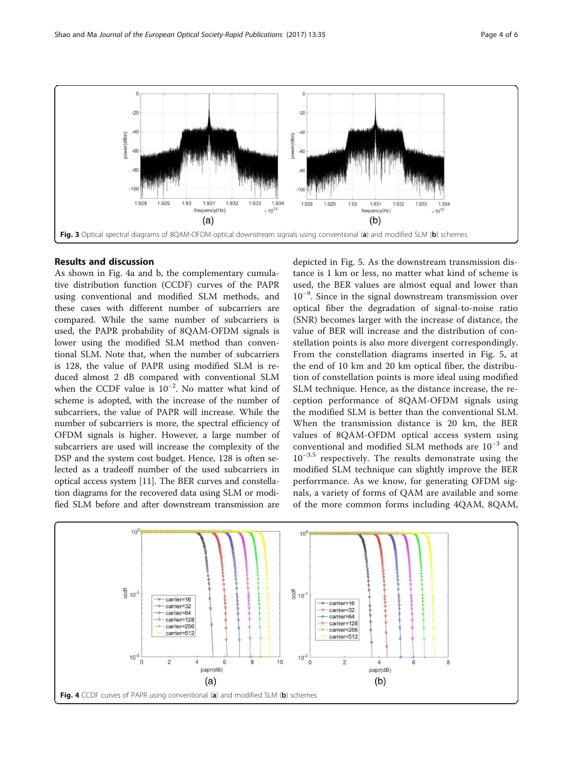Fig. 3 Optical spectral diagrams of 8QAM-OFDM optical downstream signals using conventional (**a**) and modified SLM (**b**) schemes

## Results and discussion

As shown in Fig. 4a and b, the complementary cumulative distribution function (CCDF) curves of the PAPR using conventional and modified SLM methods, and these cases with different number of subcarriers are compared. While the same number of subcarriers is used, the PAPR probability of 8QAM-OFDM signals is lower using the modified SLM method than conventional SLM. Note that, when the number of subcarriers is 128, the value of PAPR using modified SLM is reduced almost 2 dB compared with conventional SLM when the CCDF value is $10^{-2}$. No matter what kind of scheme is adopted, with the increase of the number of subcarriers, the value of PAPR will increase. While the number of subcarriers is more, the spectral efficiency of OFDM signals is higher. However, a large number of subcarriers are used will increase the complexity of the DSP and the system cost budget. Hence, 128 is often selected as a tradeoff number of the used subcarriers in optical access system [11]. The BER curves and constellation diagrams for the recovered data using SLM or modified SLM before and after downstream transmission are depicted in Fig. 5. As the downstream transmission distance is 1 km or less, no matter what kind of scheme is used, the BER values are almost equal and lower than $10^{-9}$. Since in the signal downstream transmission over optical fiber the degradation of signal-to-noise ratio (SNR) becomes larger with the increase of distance, the value of BER will increase and the distribution of constellation points is also more divergent correspondingly. From the constellation diagrams inserted in Fig. 5, at the end of 10 km and 20 km optical fiber, the distribution of constellation points is more ideal using modified SLM technique. Hence, as the distance increase, the reception performance of 8QAM-OFDM signals using the modified SLM is better than the conventional SLM. When the transmission distance is 20 km, the BER values of 8QAM-OFDM optical access system using conventional and modified SLM methods are $10^{-3}$ and $10^{-3.5}$ respectively. The results demonstrate using the modified SLM technique can slightly improve the BER performrance. As we know, for generating OFDM signals, a variety of forms of QAM are available and some of the more common forms including 4QAM, 8QAM,

Fig. 4 CCDF curves of PAPR using conventional (**a**) and modified SLM (**b**) schemes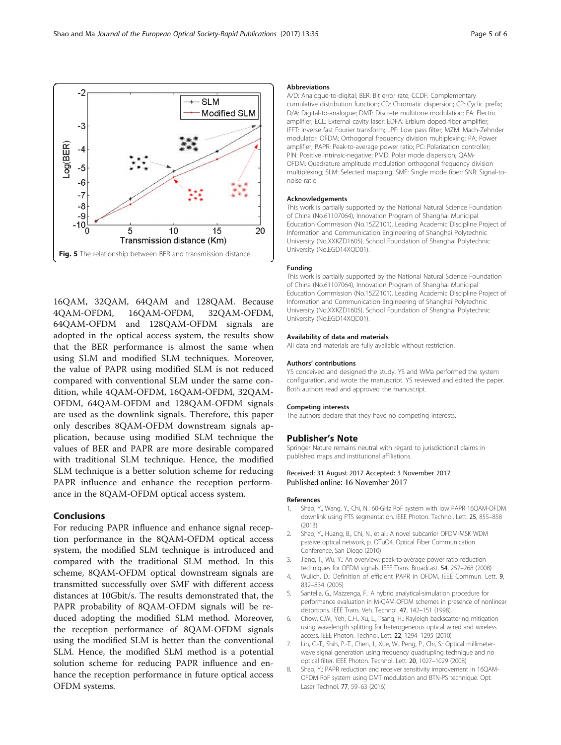Fig. 5 The relationship between BER and transmission distance

16QAM, 32QAM, 64QAM and 128QAM. Because 4QAM-OFDM, 16QAM-OFDM, 32QAM-OFDM, 64QAM-OFDM and 128QAM-OFDM signals are adopted in the optical access system, the results show that the BER performance is almost the same when using SLM and modified SLM techniques. Moreover, the value of PAPR using modified SLM is not reduced compared with conventional SLM under the same condition, while 4QAM-OFDM, 16QAM-OFDM, 32QAM-OFDM, 64QAM-OFDM and 128QAM-OFDM signals are used as the downlink signals. Therefore, this paper only describes 8QAM-OFDM downstream signals application, because using modified SLM technique the values of BER and PAPR are more desirable compared with traditional SLM technique. Hence, the modified SLM technique is a better solution scheme for reducing PAPR influence and enhance the reception performance in the 8QAM-OFDM optical access system.

## Conclusions

For reducing PAPR influence and enhance signal reception performance in the 8QAM-OFDM optical access system, the modified SLM technique is introduced and compared with the traditional SLM method. In this scheme, 8QAM-OFDM optical downstream signals are transmitted successfully over SMF with different access distances at 10Gbit/s. The results demonstrated that, the PAPR probability of 8QAM-OFDM signals will be reduced adopting the modified SLM method. Moreover, the reception performance of 8QAM-OFDM signals using the modified SLM is better than the conventional SLM. Hence, the modified SLM method is a potential solution scheme for reducing PAPR influence and enhance the reception performance in future optical access OFDM systems.

### Abbreviations

A/D: Analogue-to-digital; BER: Bit error rate; CCDF: Complementary cumulative distribution function; CD: Chromatic dispersion; CP: Cyclic prefix; D/A: Digital-to-analogue; DMT: Discrete multitone modulation; EA: Electric amplifier; ECL: External cavity laser; EDFA: Erbium doped fiber amplifier; IFFT: Inverse fast Fourier transform; LPF: Low pass filter; MZM: Mach-Zehnder modulator; OFDM: Orthogonal frequency division multiplexing; PA: Power amplifier; PAPR: Peak-to-average power ratio; PC: Polarization controller; PIN: Positive intrinsic-negative; PMD: Polar mode dispersion; QAM-OFDM: Quadrature amplitude modulation orthogonal frequency division multiplexing; SLM: Selected mapping; SMF: Single mode fiber; SNR: Signal-to-noise ratio

### Acknowledgements

This work is partially supported by the National Natural Science Foundation of China (No.61107064), Innovation Program of Shanghai Municipal Education Commission (No.15ZZ101), Leading Academic Discipline Project of Information and Communication Engineering of Shanghai Polytechnic University (No.XXKZD1605), School Foundation of Shanghai Polytechnic University (No.EGD14XQD01).

### Funding

This work is partially supported by the National Natural Science Foundation of China (No.61107064), Innovation Program of Shanghai Municipal Education Commission (No.15ZZ101), Leading Academic Discipline Project of Information and Communication Engineering of Shanghai Polytechnic University (No.XXKZD1605), School Foundation of Shanghai Polytechnic University (No.EGD14XQD01).

### Availability of data and materials

All data and materials are fully available without restriction.

### Authors' contributions

YS conceived and designed the study. YS and WMa performed the system configuration, and wrote the manuscript. YS reviewed and edited the paper. Both authors read and approved the manuscript.

### Competing interests

The authors declare that they have no competing interests.

## Publisher's Note

Springer Nature remains neutral with regard to jurisdictional claims in published maps and institutional affiliations.

Received: 31 August 2017 Accepted: 3 November 2017
Published online: 16 November 2017

### References

1. Shao, Y., Wang, Y., Chi, N.: 60-GHz RoF system with low PAPR 16QAM-OFDM downlink using PTS segmentation. IEEE Photon. Technol. Lett. **25**, 855–858 (2013)
2. Shao, Y., Huang, B., Chi, N., et al.: A novel subcarrier OFDM-MSK WDM passive optical network, p. OTuO4. Optical Fiber Communication Conference, San Diego (2010)
3. Jiang, T., Wu, Y.: An overview: peak-to-average power ratio reduction techniques for OFDM signals. IEEE Trans. Broadcast. **54**, 257–268 (2008)
4. Wulich, D.: Definition of efficient PAPR in OFDM. IEEE Commun. Lett. **9**, 832–834 (2005)
5. Santella, G., Mazzenga, F.: A hybrid analytical-simulation procedure for performance evaluation in M-QAM-OFDM schemes in presence of nonlinear distortions. IEEE Trans. Veh. Technol. **47**, 142–151 (1998)
6. Chow, C.W., Yeh, C.H., Xu, L., Tsang, H.: Rayleigh backscattering mitigation using wavelength splitting for heterogeneous optical wired and wireless access. IEEE Photon. Technol. Lett. **22**, 1294–1295 (2010)
7. Lin, C.-T., Shih, P.-T., Chen, J., Xue, W., Peng, P., Chi, S.: Optical millimeter-wave signal generation using frequency quadrupling technique and no optical filter. IEEE Photon. Technol. Lett. **20**, 1027–1029 (2008)
8. Shao, Y.: PAPR reduction and receiver sensitivity improvement in 16QAM-OFDM RoF system using DMT modulation and BTN-PS technique. Opt. Laser Technol. **77**, 59–63 (2016)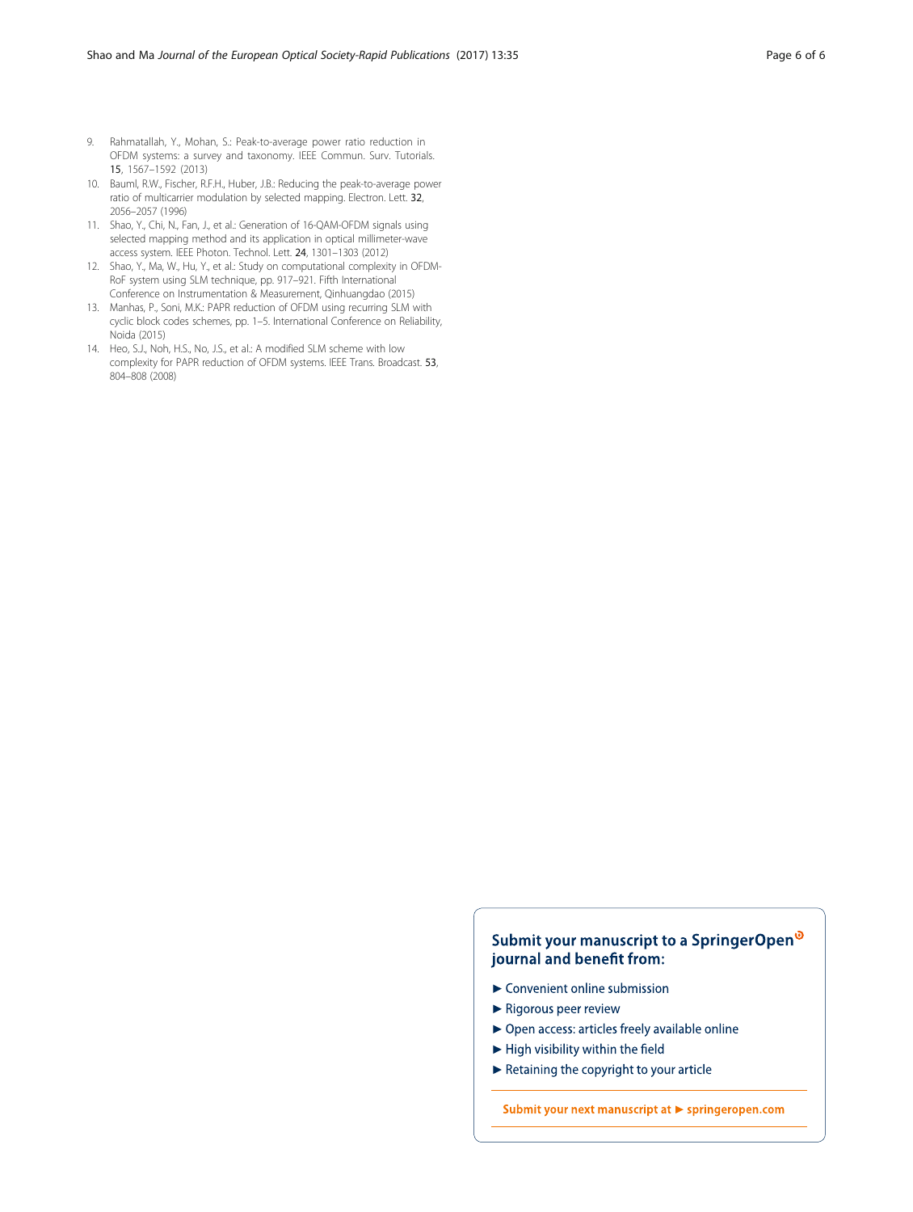9. Rahmatallah, Y., Mohan, S.: Peak-to-average power ratio reduction in OFDM systems: a survey and taxonomy. IEEE Commun. Surv. Tutorials. **15**, 1567–1592 (2013)
10. Bauml, R.W., Fischer, R.F.H., Huber, J.B.: Reducing the peak-to-average power ratio of multicarrier modulation by selected mapping. Electron. Lett. **32**, 2056–2057 (1996)
11. Shao, Y., Chi, N., Fan, J., et al.: Generation of 16-QAM-OFDM signals using selected mapping method and its application in optical millimeter-wave access system. IEEE Photon. Technol. Lett. **24**, 1301–1303 (2012)
12. Shao, Y., Ma, W., Hu, Y., et al.: Study on computational complexity in OFDM-RoF system using SLM technique, pp. 917–921. Fifth International Conference on Instrumentation & Measurement, Qinhuangdao (2015)
13. Manhas, P., Soni, M.K.: PAPR reduction of OFDM using recurring SLM with cyclic block codes schemes, pp. 1–5. International Conference on Reliability, Noida (2015)
14. Heo, S.J., Noh, H.S., No, J.S., et al.: A modified SLM scheme with low complexity for PAPR reduction of OFDM systems. IEEE Trans. Broadcast. **53**, 804–808 (2008)

**Submit your manuscript to a SpringerOpen journal and benefit from:**

- ► Convenient online submission
- ► Rigorous peer review
- ► Open access: articles freely available online
- ► High visibility within the field
- ► Retaining the copyright to your article

**Submit your next manuscript at ► springeropen.com**